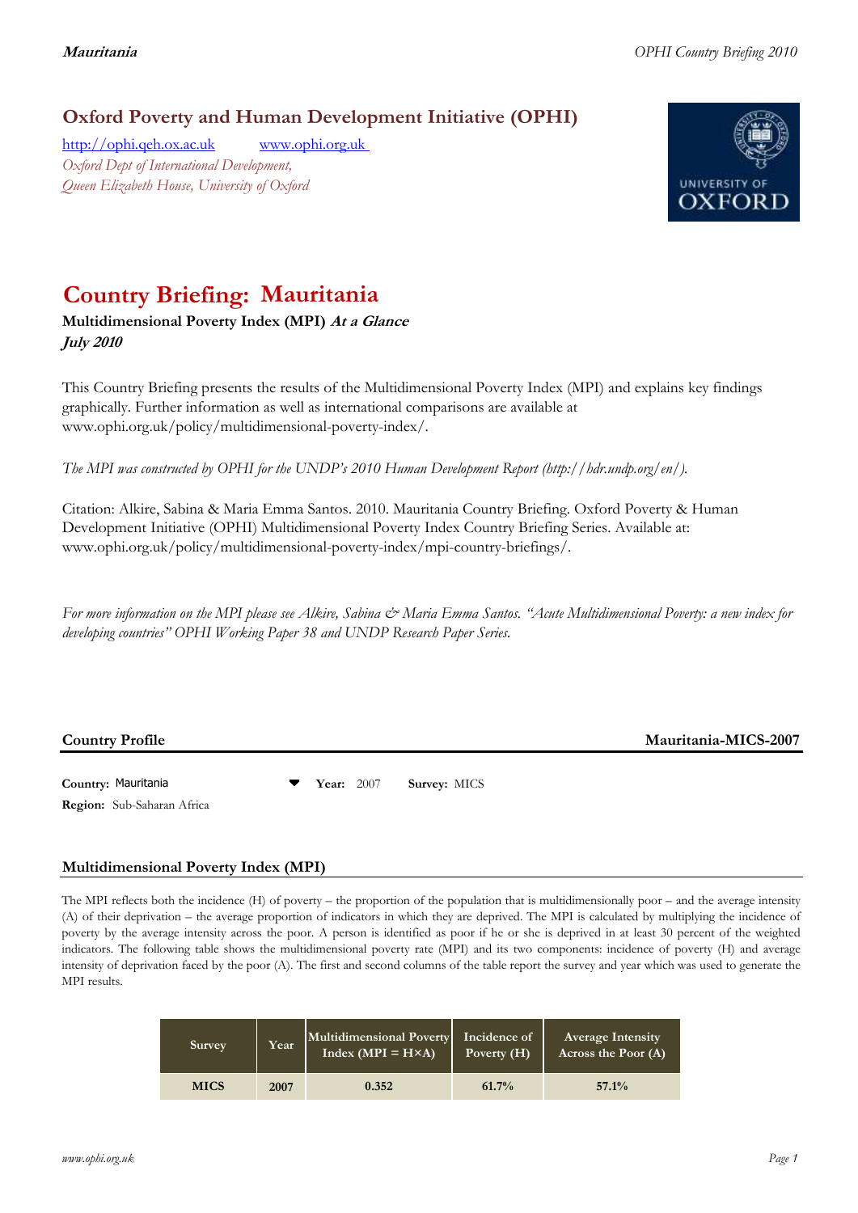## Oxford Poverty and Human Development Initiative (OPHI)

http://ophi.qeh.ox.ac.uk     www.ophi.org.uk

*Oxford Dept of International Development,*
*Queen Elizabeth House, University of Oxford*

# Country Briefing: Mauritania

**Multidimensional Poverty Index (MPI)** ***At a Glance***
***July 2010***

This Country Briefing presents the results of the Multidimensional Poverty Index (MPI) and explains key findings graphically. Further information as well as international comparisons are available at www.ophi.org.uk/policy/multidimensional-poverty-index/.

*The MPI was constructed by OPHI for the UNDP's 2010 Human Development Report (http://hdr.undp.org/en/).*

Citation: Alkire, Sabina & Maria Emma Santos. 2010. Mauritania Country Briefing. Oxford Poverty & Human Development Initiative (OPHI) Multidimensional Poverty Index Country Briefing Series. Available at: www.ophi.org.uk/policy/multidimensional-poverty-index/mpi-country-briefings/.

*For more information on the MPI please see Alkire, Sabina & Maria Emma Santos. "Acute Multidimensional Poverty: a new index for developing countries" OPHI Working Paper 38 and UNDP Research Paper Series.*

## Country Profile

**Mauritania-MICS-2007**

**Country:** Mauritania   **Year:** 2007   **Survey:** MICS
**Region:** Sub-Saharan Africa

## Multidimensional Poverty Index (MPI)

The MPI reflects both the incidence (H) of poverty – the proportion of the population that is multidimensionally poor – and the average intensity (A) of their deprivation – the average proportion of indicators in which they are deprived. The MPI is calculated by multiplying the incidence of poverty by the average intensity across the poor. A person is identified as poor if he or she is deprived in at least 30 percent of the weighted indicators. The following table shows the multidimensional poverty rate (MPI) and its two components: incidence of poverty (H) and average intensity of deprivation faced by the poor (A). The first and second columns of the table report the survey and year which was used to generate the MPI results.

| Survey | Year | Multidimensional Poverty Index (MPI = H×A) | Incidence of Poverty (H) | Average Intensity Across the Poor (A) |
|---|---|---|---|---|
| MICS | 2007 | 0.352 | 61.7% | 57.1% |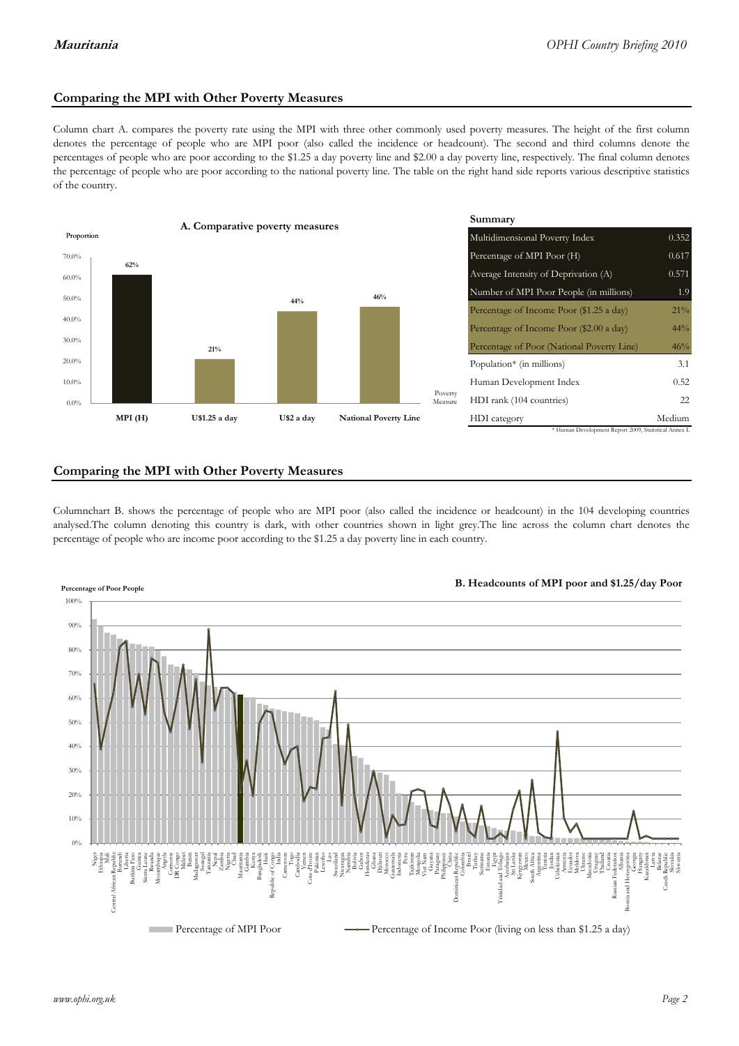## Comparing the MPI with Other Poverty Measures

Column chart A. compares the poverty rate using the MPI with three other commonly used poverty measures. The height of the first column denotes the percentage of people who are MPI poor (also called the incidence or headcount). The second and third columns denote the percentages of people who are poor according to the $1.25 a day poverty line and $2.00 a day poverty line, respectively. The final column denotes the percentage of people who are poor according to the national poverty line. The table on the right hand side reports various descriptive statistics of the country.

**A. Comparative poverty measures**

| Poverty Measure | Proportion |
|---|---|
| MPI (H) | 62% |
| U$1.25 a day | 21% |
| U$2 a day | 44% |
| National Poverty Line | 46% |

**Summary**

| | |
|---|---|
| Multidimensional Poverty Index | 0.352 |
| Percentage of MPI Poor (H) | 0.617 |
| Average Intensity of Deprivation (A) | 0.571 |
| Number of MPI Poor People (in millions) | 1.9 |
| Percentage of Income Poor ($1.25 a day) | 21% |
| Percentage of Income Poor ($2.00 a day) | 44% |
| Percentage of Poor (National Poverty Line) | 46% |
| Population* (in millions) | 3.1 |
| Human Development Index | 0.52 |
| HDI rank (104 countries) | 22 |
| HDI category | Medium |

\* Human Development Report 2009, Statistical Annex L

## Comparing the MPI with Other Poverty Measures

Columnchart B. shows the percentage of people who are MPI poor (also called the incidence or headcount) in the 104 developing countries analysed.The column denoting this country is dark, with other countries shown in light grey.The line across the column chart denotes the percentage of people who are income poor according to the $1.25 a day poverty line in each country.

**B. Headcounts of MPI poor and $1.25/day Poor**

Percentage of Poor People

Niger, Ethiopia, Mali, Central African Republic, Burundi, Liberia, Burkina Faso, Guinea, Sierra Leone, Rwanda, Mozambique, Angola, Comoros, DR Congo, Malawi, Benin, Madagascar, Senegal, Tanzania, Nepal, Zambia, Nigeria, Chad, Mauritania, Gambia, Kenya, Bangladesh, Haiti, Republic of Congo, India, Cameroon, Togo, Cambodia, Yemen, Cote d'Ivoire, Pakistan, Lesotho, Laos, Swaziland, Nicaragua, Namibia, Bolivia, Gabon, Honduras, Ghana, Djibouti, Morocco, Guatemala, Indonesia, Peru, Tajikistan, Mongolia, Viet Nam, Guyana, Paraguay, Philippines, China, Dominican Republic, Colombia, Brazil, Turkey, Suriname, Estonia, Egypt, Trinidad and Tobago, Azerbaijan, Sri Lanka, Kyrgyzstan, Mexico, South Africa, Argentina, Tunisia, Jordan, Uzbekistan, Armenia, Ecuador, Moldova, Ukraine, Macedonia, Uruguay, Thailand, Croatia, Russian Federation, Albania, Bosnia and Herzegovina, Georgia, Hungary, Kazakhstan, Latvia, Belarus, Czech Republic, Slovakia, Slovenia

Percentage of MPI Poor — Percentage of Income Poor (living on less than $1.25 a day)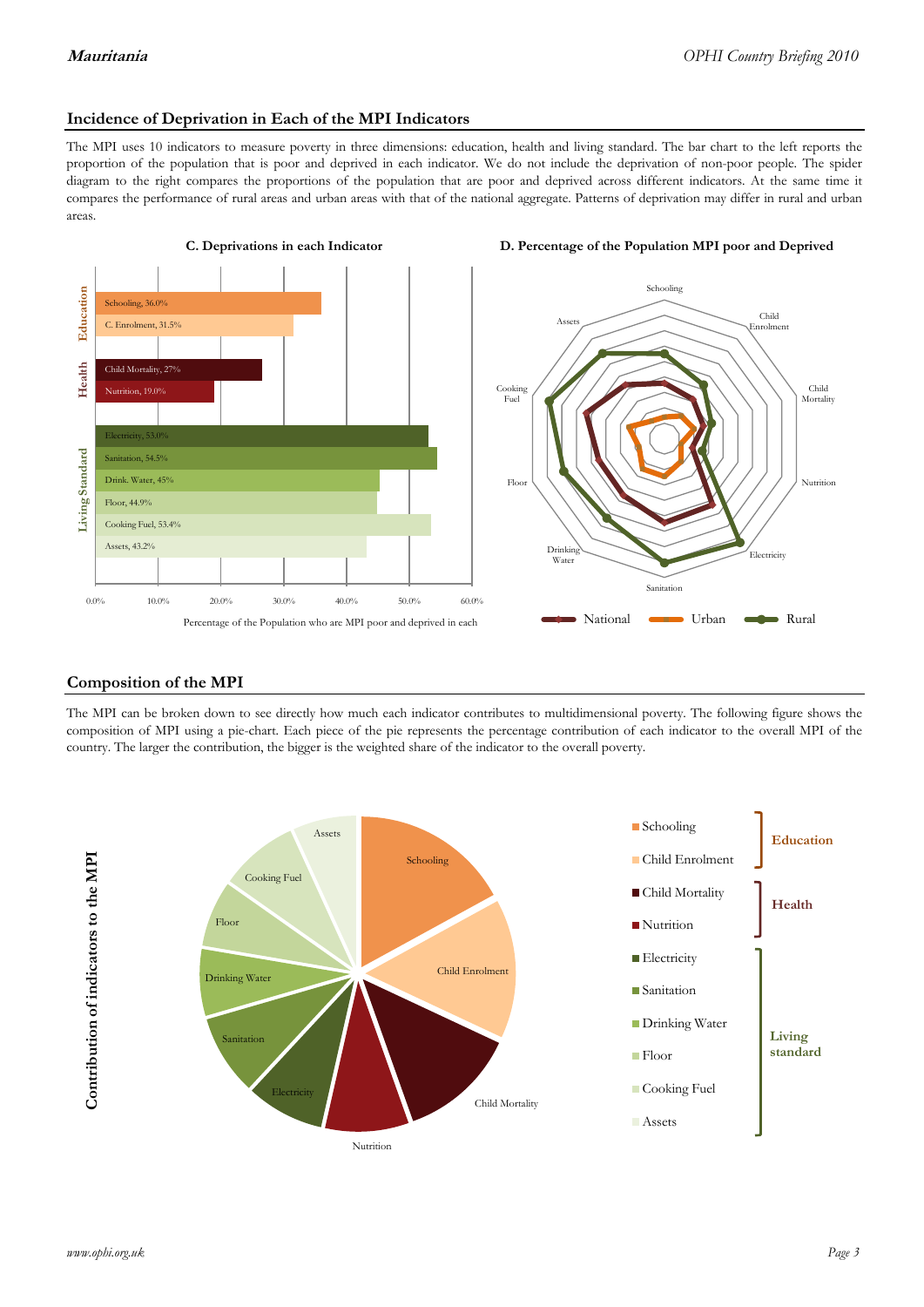## Incidence of Deprivation in Each of the MPI Indicators

The MPI uses 10 indicators to measure poverty in three dimensions: education, health and living standard. The bar chart to the left reports the proportion of the population that is poor and deprived in each indicator. We do not include the deprivation of non-poor people. The spider diagram to the right compares the proportions of the population that are poor and deprived across different indicators. At the same time it compares the performance of rural areas and urban areas with that of the national aggregate. Patterns of deprivation may differ in rural and urban areas.

**C. Deprivations in each Indicator**

| Dimension | Indicator | Percentage of the Population who are MPI poor and deprived in each |
|---|---|---|
| Education | Schooling | 36.0% |
| Education | C. Enrolment | 31.5% |
| Health | Child Mortality | 27% |
| Health | Nutrition | 19.0% |
| Living Standard | Electricity | 53.0% |
| Living Standard | Sanitation | 54.5% |
| Living Standard | Drink. Water | 45% |
| Living Standard | Floor | 44.9% |
| Living Standard | Cooking Fuel | 53.4% |
| Living Standard | Assets | 43.2% |

**D. Percentage of the Population MPI poor and Deprived**

(Spider diagram: Schooling, Child Enrolment, Child Mortality, Nutrition, Electricity, Sanitation, Drinking Water, Floor, Cooking Fuel, Assets — National, Urban, Rural)

## Composition of the MPI

The MPI can be broken down to see directly how much each indicator contributes to multidimensional poverty. The following figure shows the composition of MPI using a pie-chart. Each piece of the pie represents the percentage contribution of each indicator to the overall MPI of the country. The larger the contribution, the bigger is the weighted share of the indicator to the overall poverty.

**Contribution of indicators to the MPI**

- Education: Schooling, Child Enrolment
- Health: Child Mortality, Nutrition
- Living standard: Electricity, Sanitation, Drinking Water, Floor, Cooking Fuel, Assets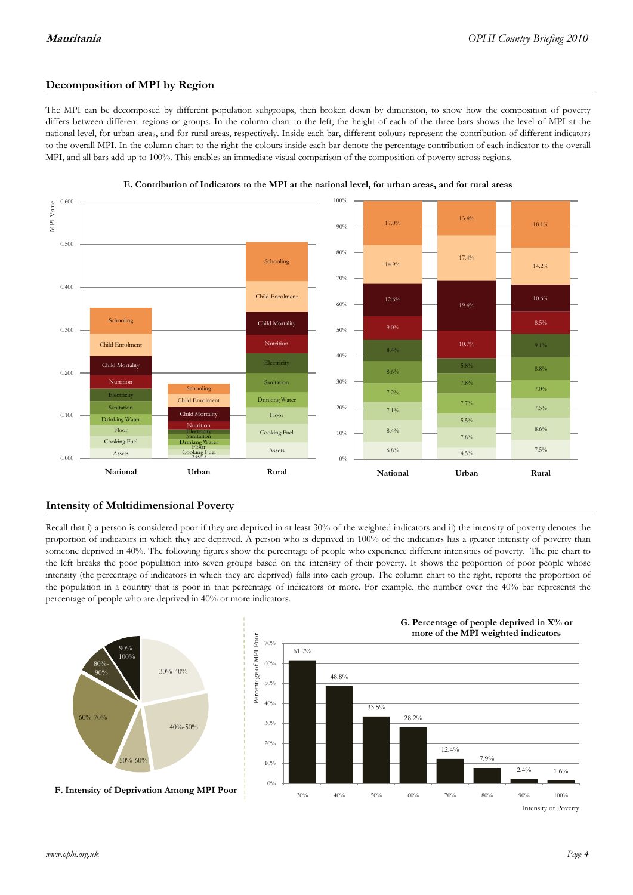## Decomposition of MPI by Region

The MPI can be decomposed by different population subgroups, then broken down by dimension, to show how the composition of poverty differs between different regions or groups. In the column chart to the left, the height of each of the three bars shows the level of MPI at the national level, for urban areas, and for rural areas, respectively. Inside each bar, different colours represent the contribution of different indicators to the overall MPI. In the column chart to the right the colours inside each bar denote the percentage contribution of each indicator to the overall MPI, and all bars add up to 100%. This enables an immediate visual comparison of the composition of poverty across regions.

**E. Contribution of Indicators to the MPI at the national level, for urban areas, and for rural areas**

MPI Value
0.600
0.500
0.400
0.300
0.200
0.100
0.000

National: Schooling, Child Enrolment, Child Mortality, Nutrition, Electricity, Sanitation, Drinking Water, Floor, Cooking Fuel, Assets
Urban: Schooling, Child Enrolment, Child Mortality, Nutrition, Electricity, Sanitation, Drinking Water, Floor, Cooking Fuel, Assets
Rural: Schooling, Child Enrolment, Child Mortality, Nutrition, Electricity, Sanitation, Drinking Water, Floor, Cooking Fuel, Assets

National, Urban, Rural

100%
90%
80%
70%
60%
50%
40%
30%
20%
10%
0%

National: 17.0%, 14.9%, 12.6%, 9.0%, 8.4%, 8.6%, 7.2%, 7.1%, 8.4%, 6.8%
Urban: 13.4%, 17.4%, 19.4%, 10.7%, 5.8%, 7.8%, 7.7%, 5.5%, 7.8%, 4.5%
Rural: 18.1%, 14.2%, 10.6%, 8.5%, 9.1%, 8.8%, 7.0%, 7.5%, 8.6%, 7.5%

National, Urban, Rural

## Intensity of Multidimensional Poverty

Recall that i) a person is considered poor if they are deprived in at least 30% of the weighted indicators and ii) the intensity of poverty denotes the proportion of indicators in which they are deprived. A person who is deprived in 100% of the indicators has a greater intensity of poverty than someone deprived in 40%. The following figures show the percentage of people who experience different intensities of poverty. The pie chart to the left breaks the poor population into seven groups based on the intensity of their poverty. It shows the proportion of poor people whose intensity (the percentage of indicators in which they are deprived) falls into each group. The column chart to the right, reports the proportion of the population in a country that is poor in that percentage of indicators or more. For example, the number over the 40% bar represents the percentage of people who are deprived in 40% or more indicators.

30%-40%
40%-50%
50%-60%
60%-70%
80%-90%
90%-100%

**F. Intensity of Deprivation Among MPI Poor**

**G. Percentage of people deprived in X% or more of the MPI weighted indicators**

Percentage of MPI Poor
70%
60%
50%
40%
30%
20%
10%
0%

61.7%
48.8%
33.5%
28.2%
12.4%
7.9%
2.4%
1.6%

30%, 40%, 50%, 60%, 70%, 80%, 90%, 100%

Intensity of Poverty